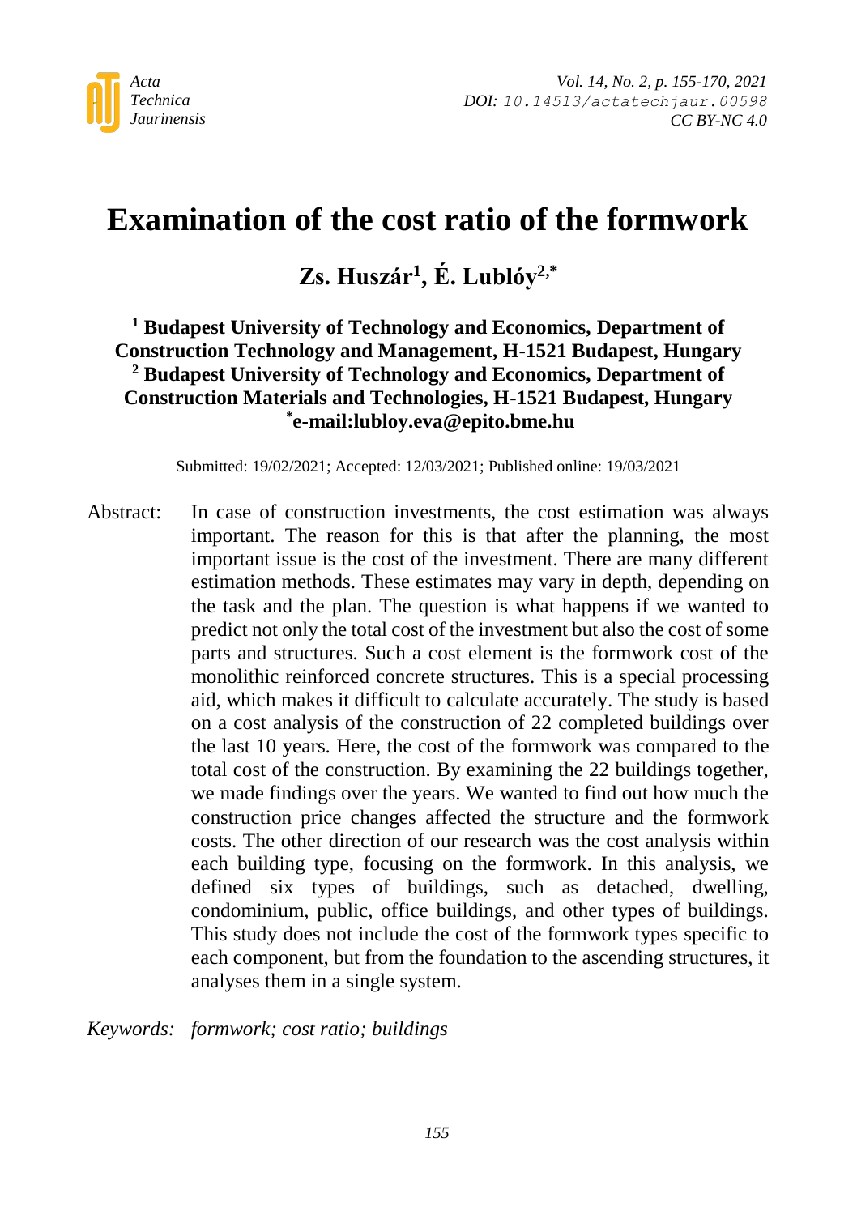# Examination of the cost ratio of the formwork

**Zs. Huszár[1], É. Lublóy[2,*]**

**[1] Budapest University of Technology and Economics, Department of Construction Technology and Management, H-1521 Budapest, Hungary**
**[2] Budapest University of Technology and Economics, Department of Construction Materials and Technologies, H-1521 Budapest, Hungary**
**[*]e-mail:lubloy.eva@epito.bme.hu**

Submitted: 19/02/2021; Accepted: 12/03/2021; Published online: 19/03/2021

Abstract: In case of construction investments, the cost estimation was always important. The reason for this is that after the planning, the most important issue is the cost of the investment. There are many different estimation methods. These estimates may vary in depth, depending on the task and the plan. The question is what happens if we wanted to predict not only the total cost of the investment but also the cost of some parts and structures. Such a cost element is the formwork cost of the monolithic reinforced concrete structures. This is a special processing aid, which makes it difficult to calculate accurately. The study is based on a cost analysis of the construction of 22 completed buildings over the last 10 years. Here, the cost of the formwork was compared to the total cost of the construction. By examining the 22 buildings together, we made findings over the years. We wanted to find out how much the construction price changes affected the structure and the formwork costs. The other direction of our research was the cost analysis within each building type, focusing on the formwork. In this analysis, we defined six types of buildings, such as detached, dwelling, condominium, public, office buildings, and other types of buildings. This study does not include the cost of the formwork types specific to each component, but from the foundation to the ascending structures, it analyses them in a single system.

*Keywords: formwork; cost ratio; buildings*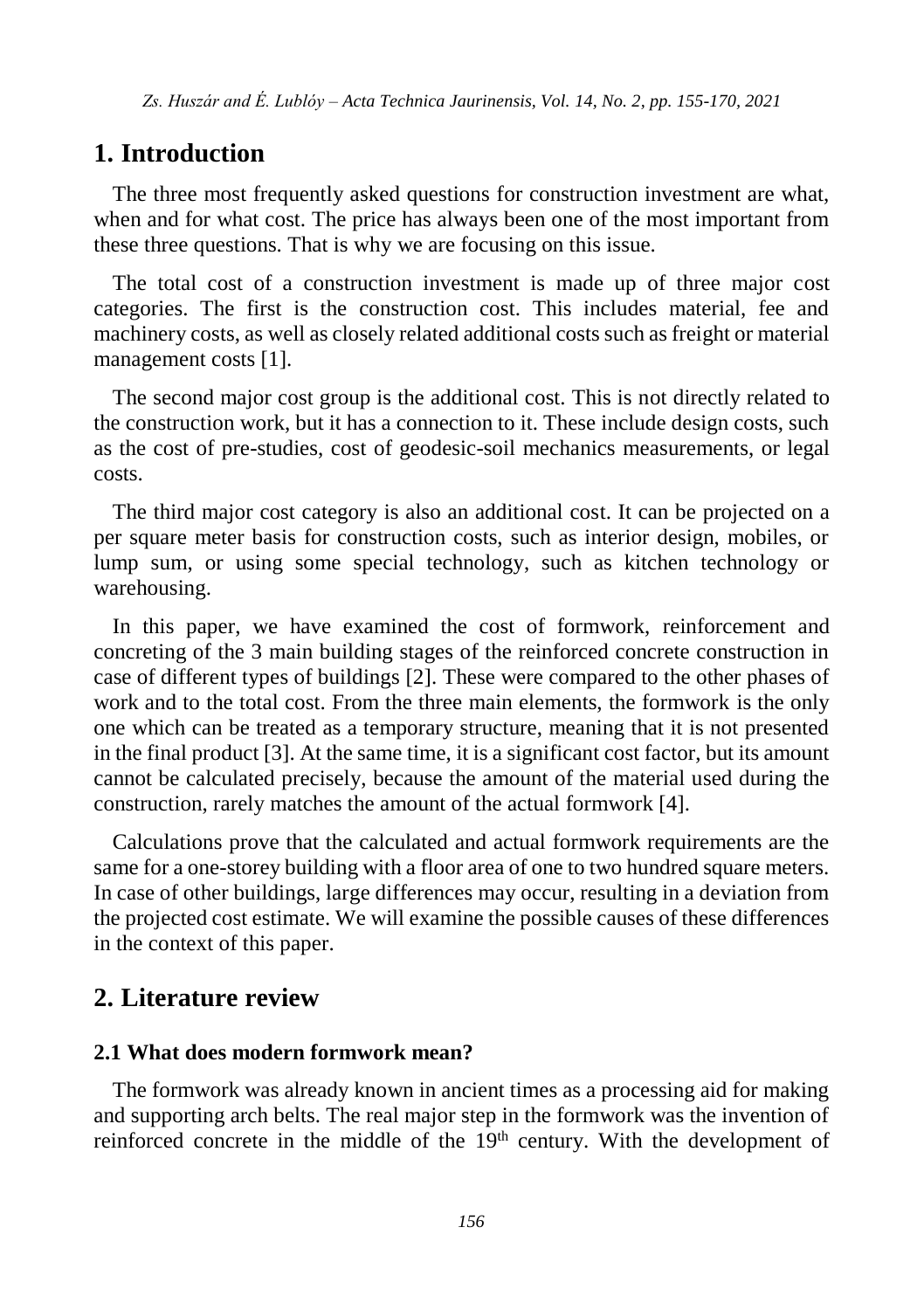## 1. Introduction

The three most frequently asked questions for construction investment are what, when and for what cost. The price has always been one of the most important from these three questions. That is why we are focusing on this issue.

The total cost of a construction investment is made up of three major cost categories. The first is the construction cost. This includes material, fee and machinery costs, as well as closely related additional costs such as freight or material management costs [1].

The second major cost group is the additional cost. This is not directly related to the construction work, but it has a connection to it. These include design costs, such as the cost of pre-studies, cost of geodesic-soil mechanics measurements, or legal costs.

The third major cost category is also an additional cost. It can be projected on a per square meter basis for construction costs, such as interior design, mobiles, or lump sum, or using some special technology, such as kitchen technology or warehousing.

In this paper, we have examined the cost of formwork, reinforcement and concreting of the 3 main building stages of the reinforced concrete construction in case of different types of buildings [2]. These were compared to the other phases of work and to the total cost. From the three main elements, the formwork is the only one which can be treated as a temporary structure, meaning that it is not presented in the final product [3]. At the same time, it is a significant cost factor, but its amount cannot be calculated precisely, because the amount of the material used during the construction, rarely matches the amount of the actual formwork [4].

Calculations prove that the calculated and actual formwork requirements are the same for a one-storey building with a floor area of one to two hundred square meters. In case of other buildings, large differences may occur, resulting in a deviation from the projected cost estimate. We will examine the possible causes of these differences in the context of this paper.

## 2. Literature review

### 2.1 What does modern formwork mean?

The formwork was already known in ancient times as a processing aid for making and supporting arch belts. The real major step in the formwork was the invention of reinforced concrete in the middle of the 19th century. With the development of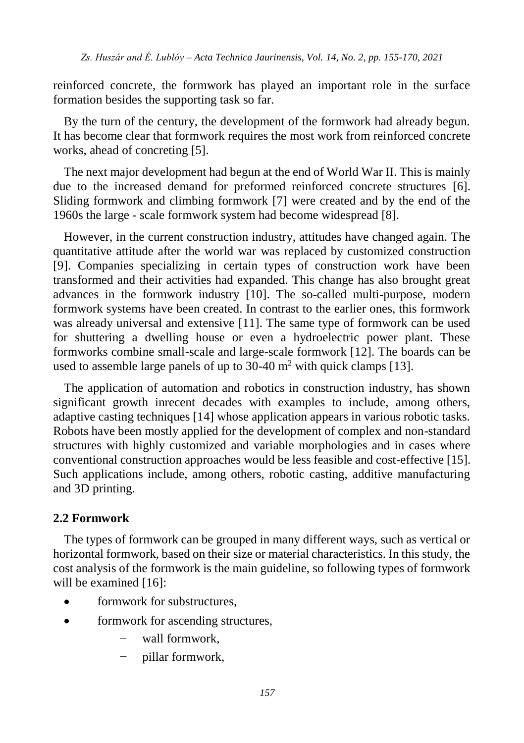reinforced concrete, the formwork has played an important role in the surface formation besides the supporting task so far.

By the turn of the century, the development of the formwork had already begun. It has become clear that formwork requires the most work from reinforced concrete works, ahead of concreting [5].

The next major development had begun at the end of World War II. This is mainly due to the increased demand for preformed reinforced concrete structures [6]. Sliding formwork and climbing formwork [7] were created and by the end of the 1960s the large - scale formwork system had become widespread [8].

However, in the current construction industry, attitudes have changed again. The quantitative attitude after the world war was replaced by customized construction [9]. Companies specializing in certain types of construction work have been transformed and their activities had expanded. This change has also brought great advances in the formwork industry [10]. The so-called multi-purpose, modern formwork systems have been created. In contrast to the earlier ones, this formwork was already universal and extensive [11]. The same type of formwork can be used for shuttering a dwelling house or even a hydroelectric power plant. These formworks combine small-scale and large-scale formwork [12]. The boards can be used to assemble large panels of up to 30-40 $m^2$ with quick clamps [13].

The application of automation and robotics in construction industry, has shown significant growth inrecent decades with examples to include, among others, adaptive casting techniques [14] whose application appears in various robotic tasks. Robots have been mostly applied for the development of complex and non-standard structures with highly customized and variable morphologies and in cases where conventional construction approaches would be less feasible and cost-effective [15]. Such applications include, among others, robotic casting, additive manufacturing and 3D printing.

## 2.2 Formwork

The types of formwork can be grouped in many different ways, such as vertical or horizontal formwork, based on their size or material characteristics. In this study, the cost analysis of the formwork is the main guideline, so following types of formwork will be examined [16]:

- formwork for substructures,
- formwork for ascending structures,
  - wall formwork,
  - pillar formwork,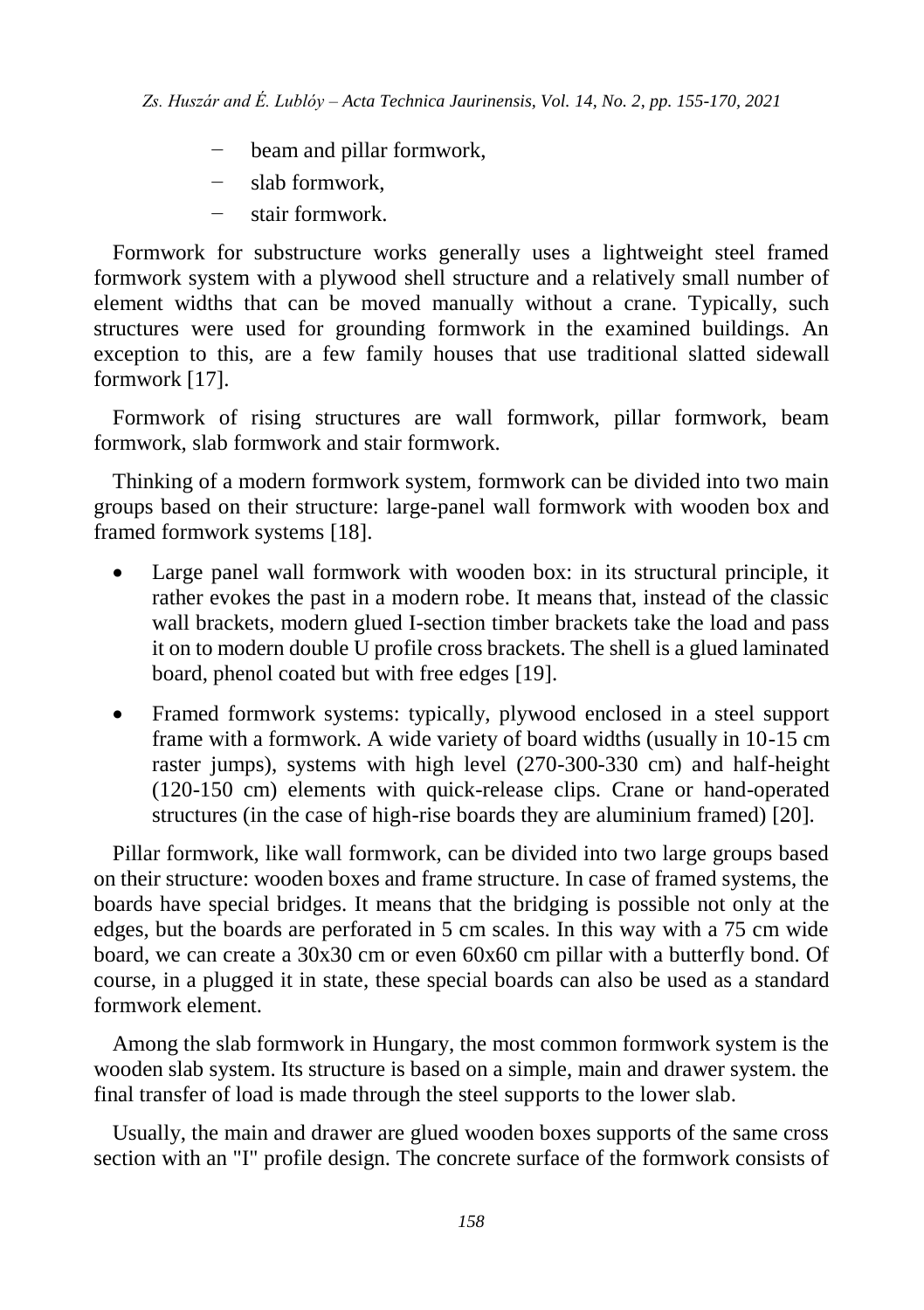- beam and pillar formwork,
- slab formwork,
- stair formwork.

Formwork for substructure works generally uses a lightweight steel framed formwork system with a plywood shell structure and a relatively small number of element widths that can be moved manually without a crane. Typically, such structures were used for grounding formwork in the examined buildings. An exception to this, are a few family houses that use traditional slatted sidewall formwork [17].

Formwork of rising structures are wall formwork, pillar formwork, beam formwork, slab formwork and stair formwork.

Thinking of a modern formwork system, formwork can be divided into two main groups based on their structure: large-panel wall formwork with wooden box and framed formwork systems [18].

- Large panel wall formwork with wooden box: in its structural principle, it rather evokes the past in a modern robe. It means that, instead of the classic wall brackets, modern glued I-section timber brackets take the load and pass it on to modern double U profile cross brackets. The shell is a glued laminated board, phenol coated but with free edges [19].
- Framed formwork systems: typically, plywood enclosed in a steel support frame with a formwork. A wide variety of board widths (usually in 10-15 cm raster jumps), systems with high level (270-300-330 cm) and half-height (120-150 cm) elements with quick-release clips. Crane or hand-operated structures (in the case of high-rise boards they are aluminium framed) [20].

Pillar formwork, like wall formwork, can be divided into two large groups based on their structure: wooden boxes and frame structure. In case of framed systems, the boards have special bridges. It means that the bridging is possible not only at the edges, but the boards are perforated in 5 cm scales. In this way with a 75 cm wide board, we can create a 30x30 cm or even 60x60 cm pillar with a butterfly bond. Of course, in a plugged it in state, these special boards can also be used as a standard formwork element.

Among the slab formwork in Hungary, the most common formwork system is the wooden slab system. Its structure is based on a simple, main and drawer system. the final transfer of load is made through the steel supports to the lower slab.

Usually, the main and drawer are glued wooden boxes supports of the same cross section with an "I" profile design. The concrete surface of the formwork consists of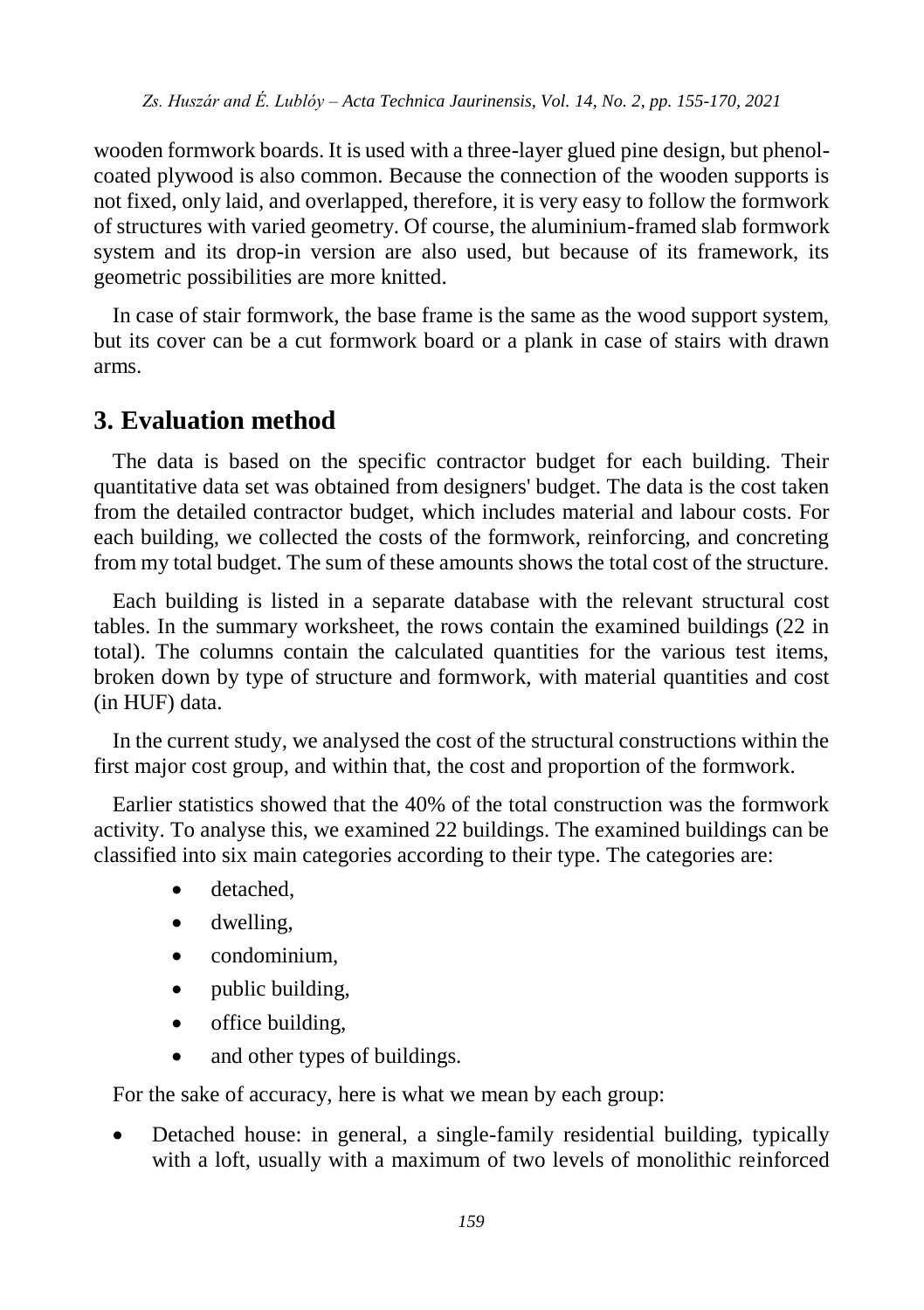wooden formwork boards. It is used with a three-layer glued pine design, but phenol-coated plywood is also common. Because the connection of the wooden supports is not fixed, only laid, and overlapped, therefore, it is very easy to follow the formwork of structures with varied geometry. Of course, the aluminium-framed slab formwork system and its drop-in version are also used, but because of its framework, its geometric possibilities are more knitted.

In case of stair formwork, the base frame is the same as the wood support system, but its cover can be a cut formwork board or a plank in case of stairs with drawn arms.

## 3. Evaluation method

The data is based on the specific contractor budget for each building. Their quantitative data set was obtained from designers' budget. The data is the cost taken from the detailed contractor budget, which includes material and labour costs. For each building, we collected the costs of the formwork, reinforcing, and concreting from my total budget. The sum of these amounts shows the total cost of the structure.

Each building is listed in a separate database with the relevant structural cost tables. In the summary worksheet, the rows contain the examined buildings (22 in total). The columns contain the calculated quantities for the various test items, broken down by type of structure and formwork, with material quantities and cost (in HUF) data.

In the current study, we analysed the cost of the structural constructions within the first major cost group, and within that, the cost and proportion of the formwork.

Earlier statistics showed that the 40% of the total construction was the formwork activity. To analyse this, we examined 22 buildings. The examined buildings can be classified into six main categories according to their type. The categories are:

- detached,
- dwelling,
- condominium,
- public building,
- office building,
- and other types of buildings.

For the sake of accuracy, here is what we mean by each group:

- Detached house: in general, a single-family residential building, typically with a loft, usually with a maximum of two levels of monolithic reinforced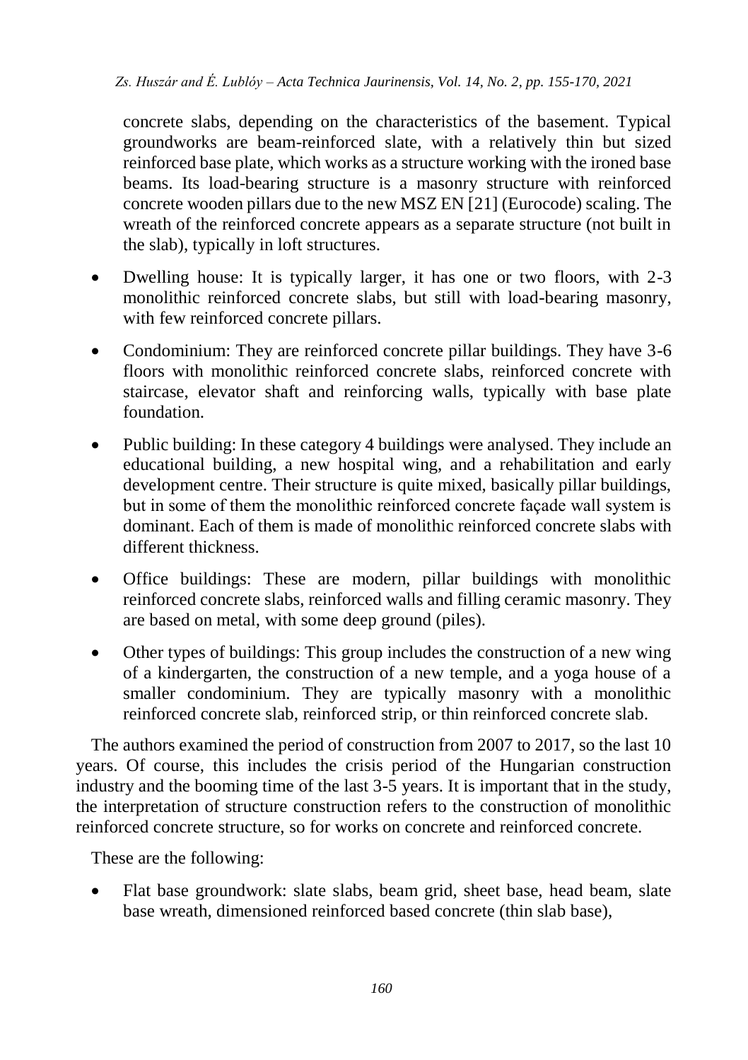concrete slabs, depending on the characteristics of the basement. Typical groundworks are beam-reinforced slate, with a relatively thin but sized reinforced base plate, which works as a structure working with the ironed base beams. Its load-bearing structure is a masonry structure with reinforced concrete wooden pillars due to the new MSZ EN [21] (Eurocode) scaling. The wreath of the reinforced concrete appears as a separate structure (not built in the slab), typically in loft structures.

- Dwelling house: It is typically larger, it has one or two floors, with 2-3 monolithic reinforced concrete slabs, but still with load-bearing masonry, with few reinforced concrete pillars.
- Condominium: They are reinforced concrete pillar buildings. They have 3-6 floors with monolithic reinforced concrete slabs, reinforced concrete with staircase, elevator shaft and reinforcing walls, typically with base plate foundation.
- Public building: In these category 4 buildings were analysed. They include an educational building, a new hospital wing, and a rehabilitation and early development centre. Their structure is quite mixed, basically pillar buildings, but in some of them the monolithic reinforced concrete façade wall system is dominant. Each of them is made of monolithic reinforced concrete slabs with different thickness.
- Office buildings: These are modern, pillar buildings with monolithic reinforced concrete slabs, reinforced walls and filling ceramic masonry. They are based on metal, with some deep ground (piles).
- Other types of buildings: This group includes the construction of a new wing of a kindergarten, the construction of a new temple, and a yoga house of a smaller condominium. They are typically masonry with a monolithic reinforced concrete slab, reinforced strip, or thin reinforced concrete slab.

The authors examined the period of construction from 2007 to 2017, so the last 10 years. Of course, this includes the crisis period of the Hungarian construction industry and the booming time of the last 3-5 years. It is important that in the study, the interpretation of structure construction refers to the construction of monolithic reinforced concrete structure, so for works on concrete and reinforced concrete.

These are the following:

- Flat base groundwork: slate slabs, beam grid, sheet base, head beam, slate base wreath, dimensioned reinforced based concrete (thin slab base),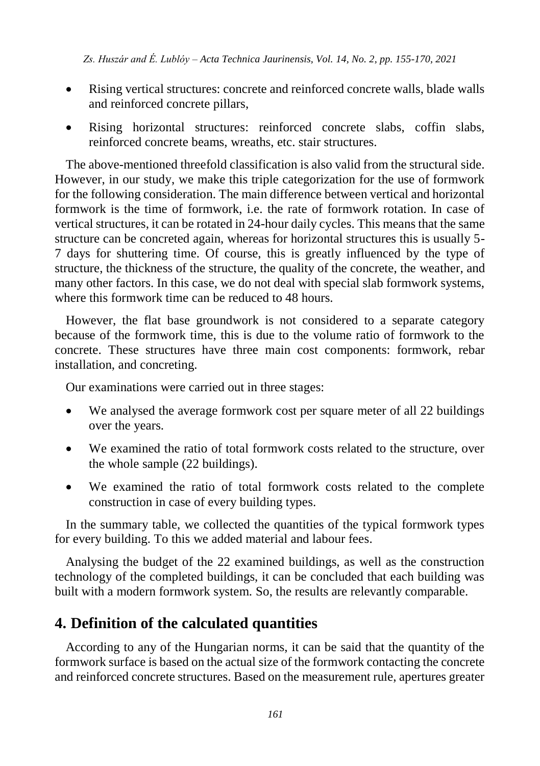- Rising vertical structures: concrete and reinforced concrete walls, blade walls and reinforced concrete pillars,
- Rising horizontal structures: reinforced concrete slabs, coffin slabs, reinforced concrete beams, wreaths, etc. stair structures.

The above-mentioned threefold classification is also valid from the structural side. However, in our study, we make this triple categorization for the use of formwork for the following consideration. The main difference between vertical and horizontal formwork is the time of formwork, i.e. the rate of formwork rotation. In case of vertical structures, it can be rotated in 24-hour daily cycles. This means that the same structure can be concreted again, whereas for horizontal structures this is usually 5-7 days for shuttering time. Of course, this is greatly influenced by the type of structure, the thickness of the structure, the quality of the concrete, the weather, and many other factors. In this case, we do not deal with special slab formwork systems, where this formwork time can be reduced to 48 hours.

However, the flat base groundwork is not considered to a separate category because of the formwork time, this is due to the volume ratio of formwork to the concrete. These structures have three main cost components: formwork, rebar installation, and concreting.

Our examinations were carried out in three stages:

- We analysed the average formwork cost per square meter of all 22 buildings over the years.
- We examined the ratio of total formwork costs related to the structure, over the whole sample (22 buildings).
- We examined the ratio of total formwork costs related to the complete construction in case of every building types.

In the summary table, we collected the quantities of the typical formwork types for every building. To this we added material and labour fees.

Analysing the budget of the 22 examined buildings, as well as the construction technology of the completed buildings, it can be concluded that each building was built with a modern formwork system. So, the results are relevantly comparable.

## 4. Definition of the calculated quantities

According to any of the Hungarian norms, it can be said that the quantity of the formwork surface is based on the actual size of the formwork contacting the concrete and reinforced concrete structures. Based on the measurement rule, apertures greater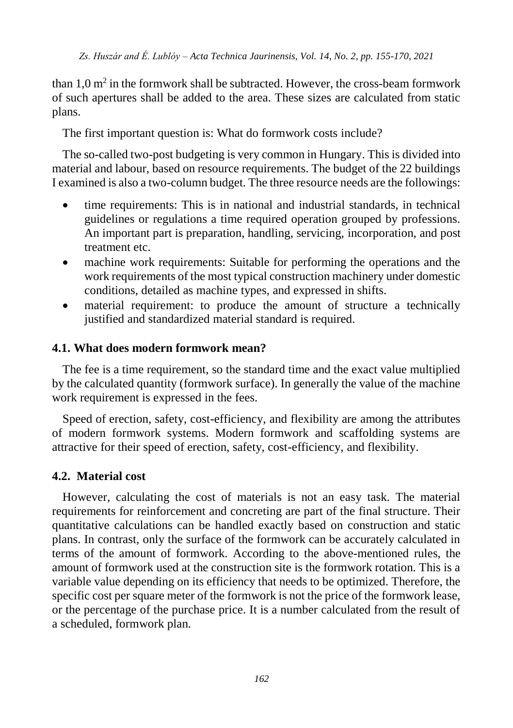than 1,0 $m^2$ in the formwork shall be subtracted. However, the cross-beam formwork of such apertures shall be added to the area. These sizes are calculated from static plans.

The first important question is: What do formwork costs include?

The so-called two-post budgeting is very common in Hungary. This is divided into material and labour, based on resource requirements. The budget of the 22 buildings I examined is also a two-column budget. The three resource needs are the followings:

- time requirements: This is in national and industrial standards, in technical guidelines or regulations a time required operation grouped by professions. An important part is preparation, handling, servicing, incorporation, and post treatment etc.
- machine work requirements: Suitable for performing the operations and the work requirements of the most typical construction machinery under domestic conditions, detailed as machine types, and expressed in shifts.
- material requirement: to produce the amount of structure a technically justified and standardized material standard is required.

### 4.1. What does modern formwork mean?

The fee is a time requirement, so the standard time and the exact value multiplied by the calculated quantity (formwork surface). In generally the value of the machine work requirement is expressed in the fees.

Speed of erection, safety, cost-efficiency, and flexibility are among the attributes of modern formwork systems. Modern formwork and scaffolding systems are attractive for their speed of erection, safety, cost-efficiency, and flexibility.

### 4.2. Material cost

However, calculating the cost of materials is not an easy task. The material requirements for reinforcement and concreting are part of the final structure. Their quantitative calculations can be handled exactly based on construction and static plans. In contrast, only the surface of the formwork can be accurately calculated in terms of the amount of formwork. According to the above-mentioned rules, the amount of formwork used at the construction site is the formwork rotation. This is a variable value depending on its efficiency that needs to be optimized. Therefore, the specific cost per square meter of the formwork is not the price of the formwork lease, or the percentage of the purchase price. It is a number calculated from the result of a scheduled, formwork plan.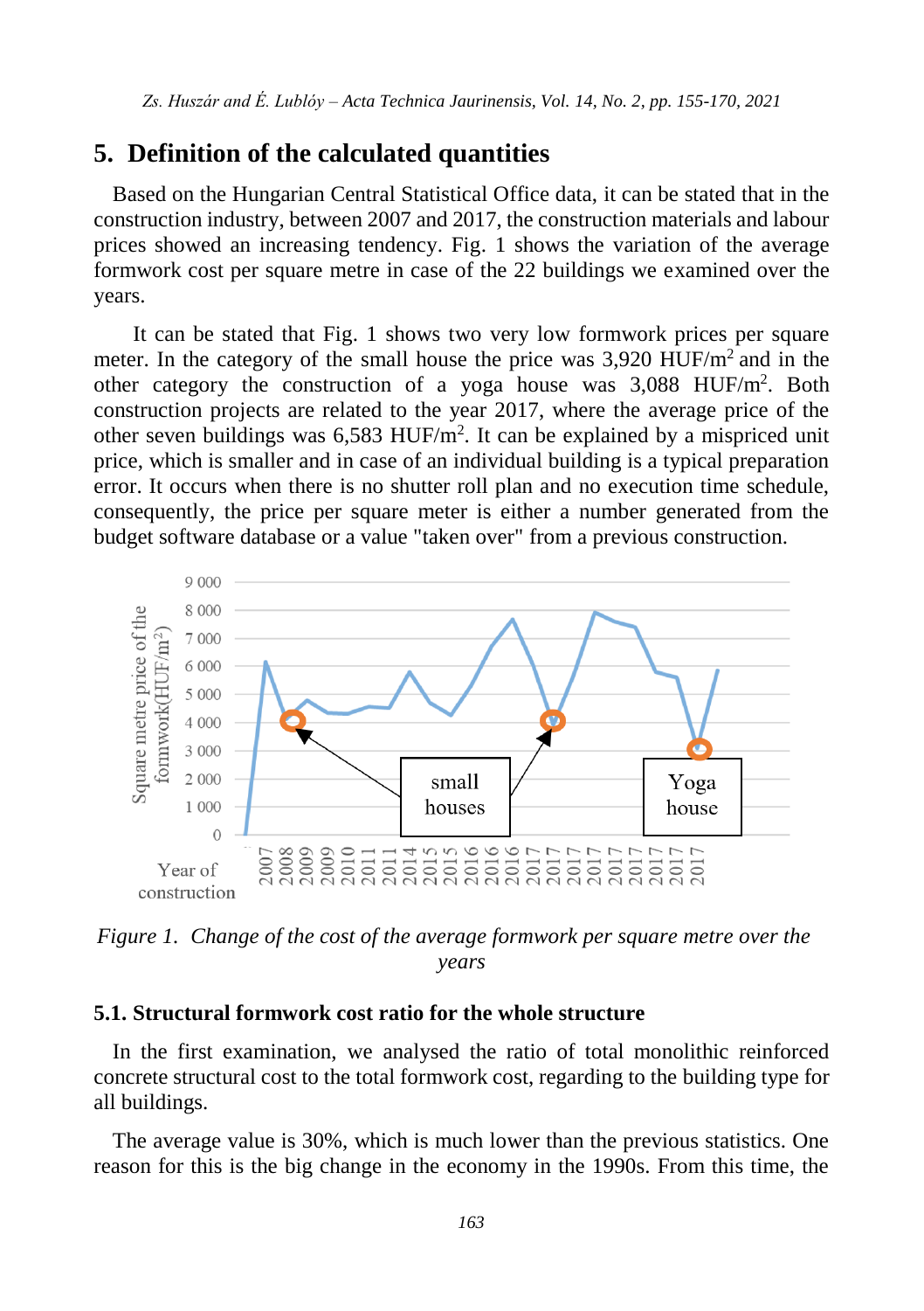## 5. Definition of the calculated quantities

Based on the Hungarian Central Statistical Office data, it can be stated that in the construction industry, between 2007 and 2017, the construction materials and labour prices showed an increasing tendency. Fig. 1 shows the variation of the average formwork cost per square metre in case of the 22 buildings we examined over the years.

It can be stated that Fig. 1 shows two very low formwork prices per square meter. In the category of the small house the price was 3,920 HUF/m$^2$ and in the other category the construction of a yoga house was 3,088 HUF/m$^2$. Both construction projects are related to the year 2017, where the average price of the other seven buildings was 6,583 HUF/m$^2$. It can be explained by a mispriced unit price, which is smaller and in case of an individual building is a typical preparation error. It occurs when there is no shutter roll plan and no execution time schedule, consequently, the price per square meter is either a number generated from the budget software database or a value "taken over" from a previous construction.

*Figure 1. Change of the cost of the average formwork per square metre over the years*

### 5.1. Structural formwork cost ratio for the whole structure

In the first examination, we analysed the ratio of total monolithic reinforced concrete structural cost to the total formwork cost, regarding to the building type for all buildings.

The average value is 30%, which is much lower than the previous statistics. One reason for this is the big change in the economy in the 1990s. From this time, the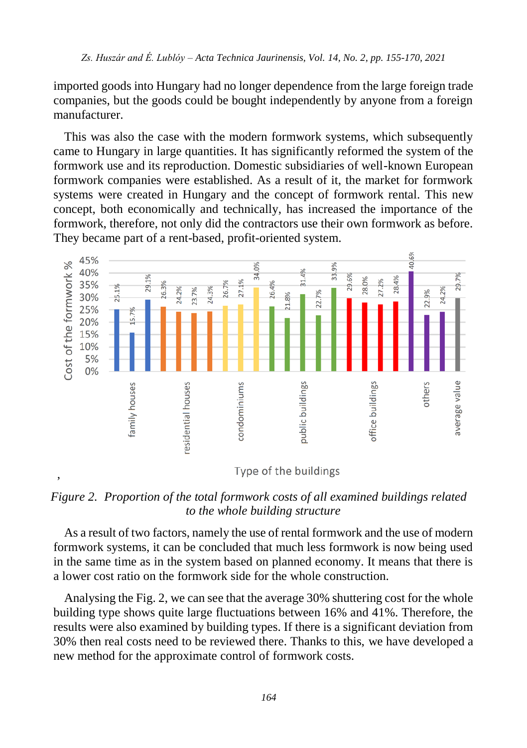imported goods into Hungary had no longer dependence from the large foreign trade companies, but the goods could be bought independently by anyone from a foreign manufacturer.

This was also the case with the modern formwork systems, which subsequently came to Hungary in large quantities. It has significantly reformed the system of the formwork use and its reproduction. Domestic subsidiaries of well-known European formwork companies were established. As a result of it, the market for formwork systems were created in Hungary and the concept of formwork rental. This new concept, both economically and technically, has increased the importance of the formwork, therefore, not only did the contractors use their own formwork as before. They became part of a rent-based, profit-oriented system.

*Figure 2. Proportion of the total formwork costs of all examined buildings related to the whole building structure*

As a result of two factors, namely the use of rental formwork and the use of modern formwork systems, it can be concluded that much less formwork is now being used in the same time as in the system based on planned economy. It means that there is a lower cost ratio on the formwork side for the whole construction.

Analysing the Fig. 2, we can see that the average 30% shuttering cost for the whole building type shows quite large fluctuations between 16% and 41%. Therefore, the results were also examined by building types. If there is a significant deviation from 30% then real costs need to be reviewed there. Thanks to this, we have developed a new method for the approximate control of formwork costs.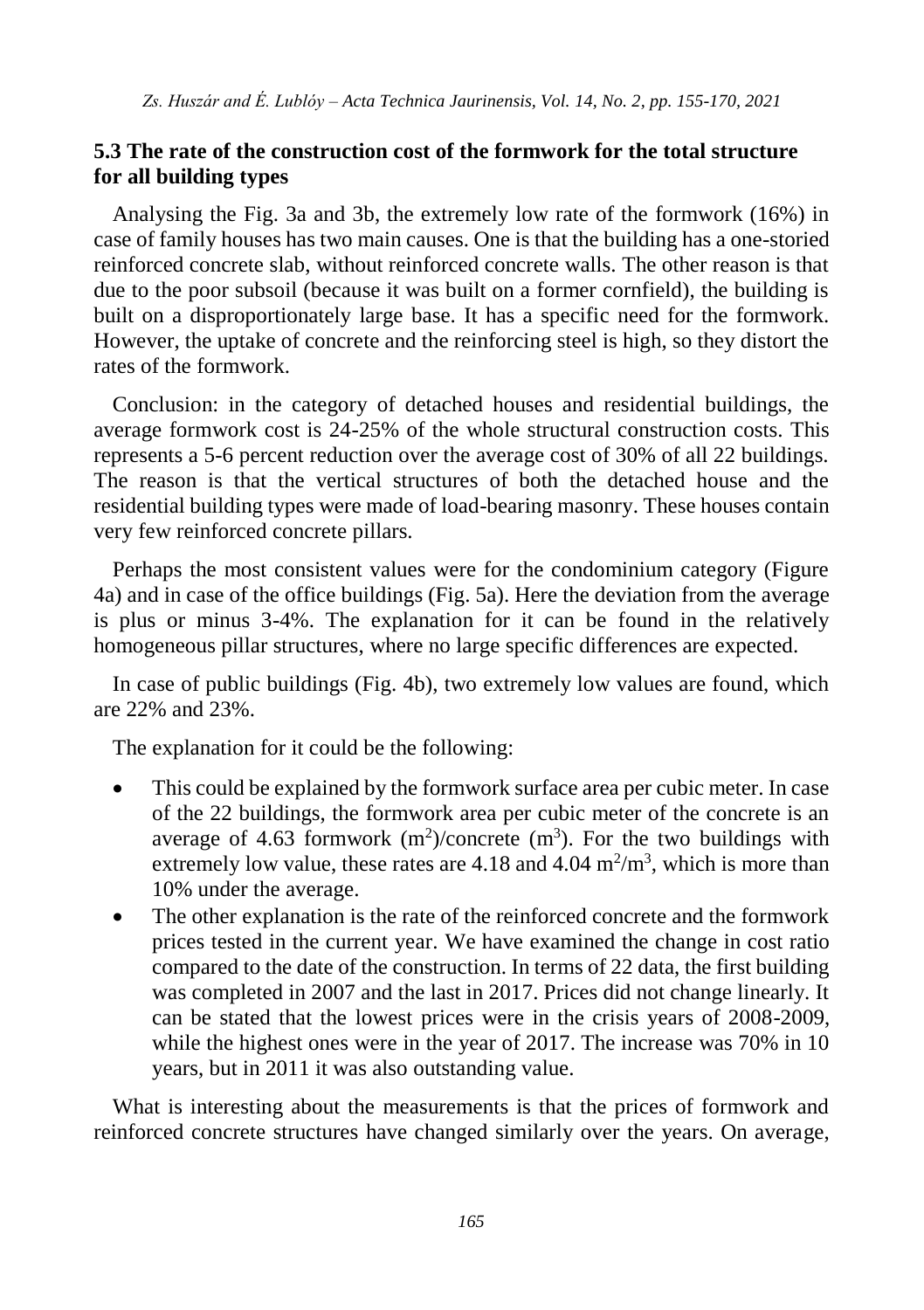### 5.3 The rate of the construction cost of the formwork for the total structure for all building types

Analysing the Fig. 3a and 3b, the extremely low rate of the formwork (16%) in case of family houses has two main causes. One is that the building has a one-storied reinforced concrete slab, without reinforced concrete walls. The other reason is that due to the poor subsoil (because it was built on a former cornfield), the building is built on a disproportionately large base. It has a specific need for the formwork. However, the uptake of concrete and the reinforcing steel is high, so they distort the rates of the formwork.

Conclusion: in the category of detached houses and residential buildings, the average formwork cost is 24-25% of the whole structural construction costs. This represents a 5-6 percent reduction over the average cost of 30% of all 22 buildings. The reason is that the vertical structures of both the detached house and the residential building types were made of load-bearing masonry. These houses contain very few reinforced concrete pillars.

Perhaps the most consistent values were for the condominium category (Figure 4a) and in case of the office buildings (Fig. 5a). Here the deviation from the average is plus or minus 3-4%. The explanation for it can be found in the relatively homogeneous pillar structures, where no large specific differences are expected.

In case of public buildings (Fig. 4b), two extremely low values are found, which are 22% and 23%.

The explanation for it could be the following:

- This could be explained by the formwork surface area per cubic meter. In case of the 22 buildings, the formwork area per cubic meter of the concrete is an average of 4.63 formwork ($m^2$)/concrete ($m^3$). For the two buildings with extremely low value, these rates are 4.18 and 4.04 $m^2/m^3$, which is more than 10% under the average.
- The other explanation is the rate of the reinforced concrete and the formwork prices tested in the current year. We have examined the change in cost ratio compared to the date of the construction. In terms of 22 data, the first building was completed in 2007 and the last in 2017. Prices did not change linearly. It can be stated that the lowest prices were in the crisis years of 2008-2009, while the highest ones were in the year of 2017. The increase was 70% in 10 years, but in 2011 it was also outstanding value.

What is interesting about the measurements is that the prices of formwork and reinforced concrete structures have changed similarly over the years. On average,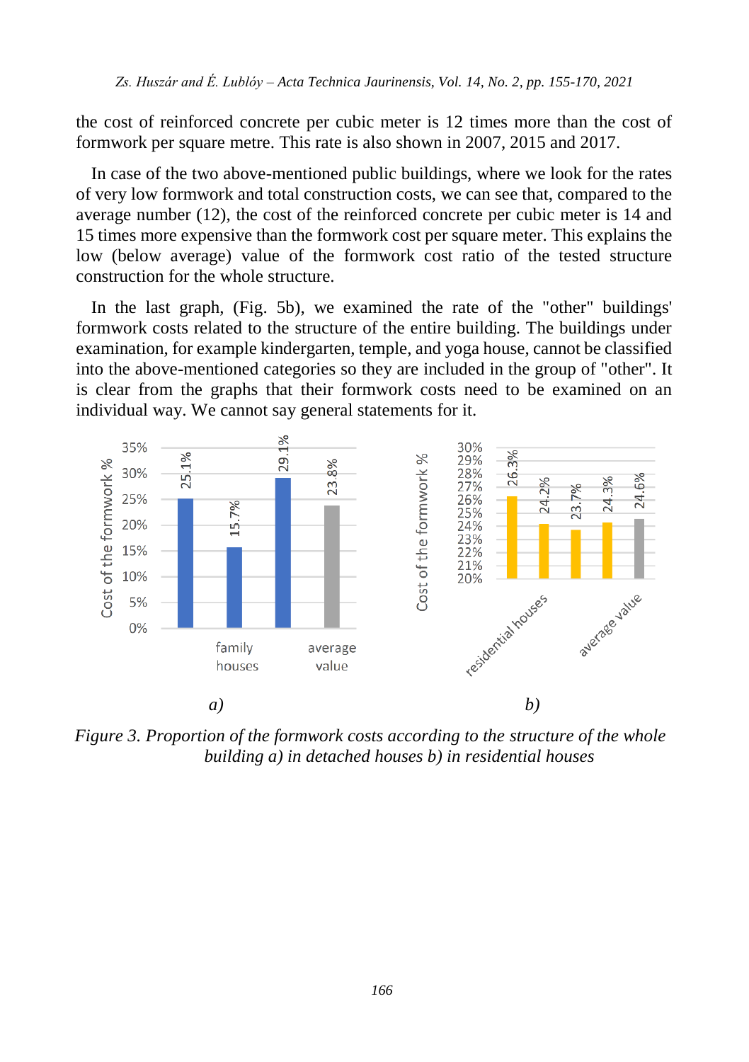the cost of reinforced concrete per cubic meter is 12 times more than the cost of formwork per square metre. This rate is also shown in 2007, 2015 and 2017.

In case of the two above-mentioned public buildings, where we look for the rates of very low formwork and total construction costs, we can see that, compared to the average number (12), the cost of the reinforced concrete per cubic meter is 14 and 15 times more expensive than the formwork cost per square meter. This explains the low (below average) value of the formwork cost ratio of the tested structure construction for the whole structure.

In the last graph, (Fig. 5b), we examined the rate of the "other" buildings' formwork costs related to the structure of the entire building. The buildings under examination, for example kindergarten, temple, and yoga house, cannot be classified into the above-mentioned categories so they are included in the group of "other". It is clear from the graphs that their formwork costs need to be examined on an individual way. We cannot say general statements for it.

*a)* *b)*

*Figure 3. Proportion of the formwork costs according to the structure of the whole building a) in detached houses b) in residential houses*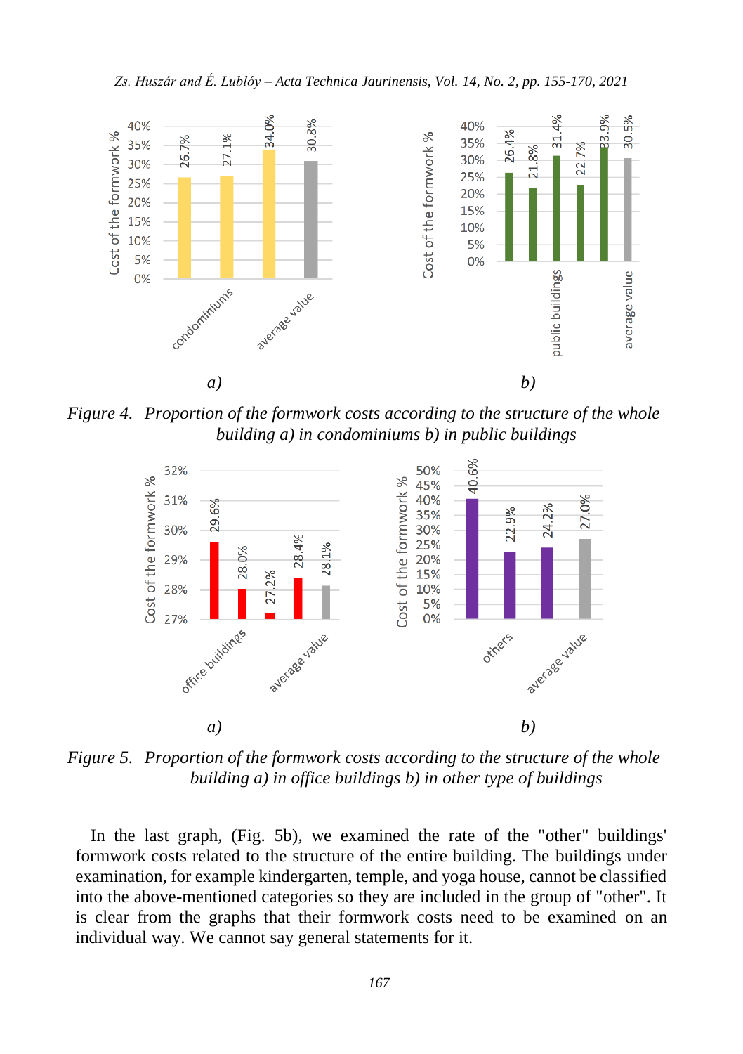Figure 4. Proportion of the formwork costs according to the structure of the whole building a) in condominiums b) in public buildings

Figure 5. Proportion of the formwork costs according to the structure of the whole building a) in office buildings b) in other type of buildings

In the last graph, (Fig. 5b), we examined the rate of the "other" buildings' formwork costs related to the structure of the entire building. The buildings under examination, for example kindergarten, temple, and yoga house, cannot be classified into the above-mentioned categories so they are included in the group of "other". It is clear from the graphs that their formwork costs need to be examined on an individual way. We cannot say general statements for it.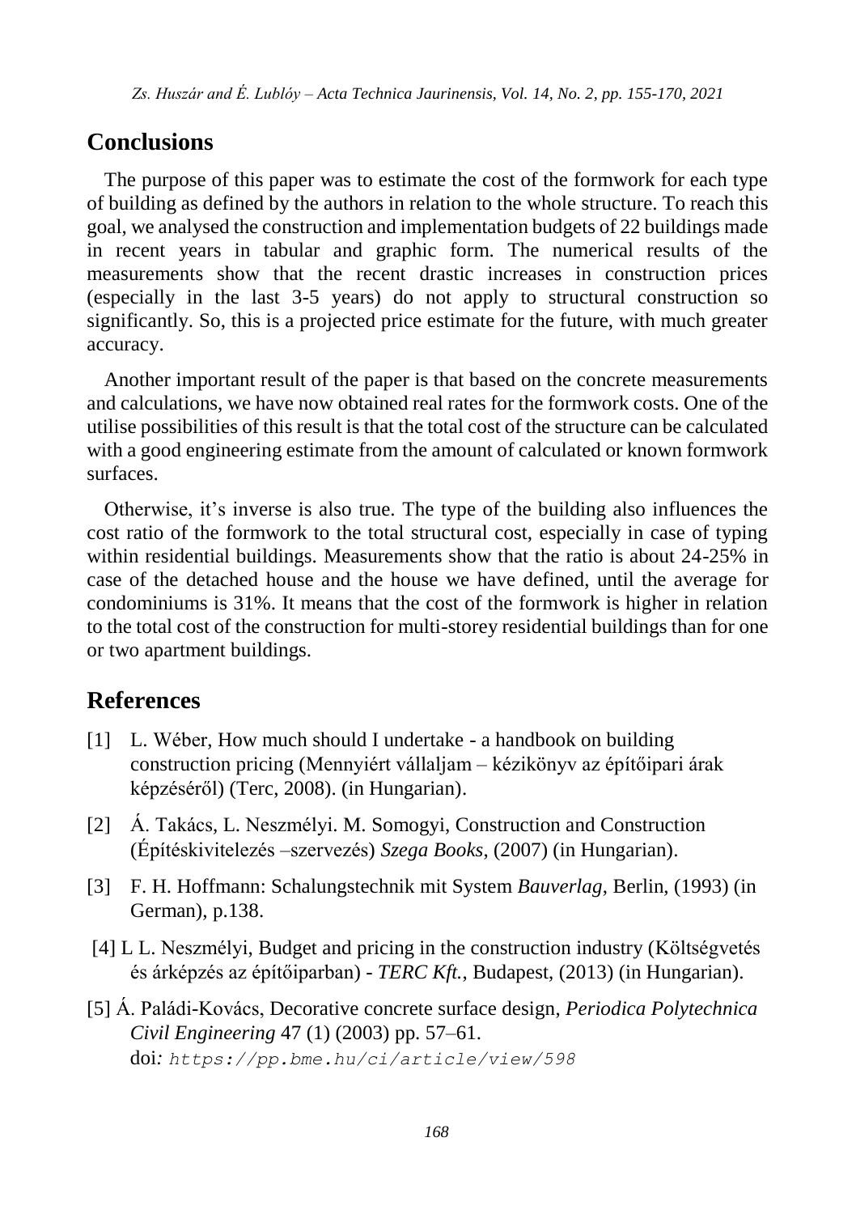## Conclusions

The purpose of this paper was to estimate the cost of the formwork for each type of building as defined by the authors in relation to the whole structure. To reach this goal, we analysed the construction and implementation budgets of 22 buildings made in recent years in tabular and graphic form. The numerical results of the measurements show that the recent drastic increases in construction prices (especially in the last 3-5 years) do not apply to structural construction so significantly. So, this is a projected price estimate for the future, with much greater accuracy.

Another important result of the paper is that based on the concrete measurements and calculations, we have now obtained real rates for the formwork costs. One of the utilise possibilities of this result is that the total cost of the structure can be calculated with a good engineering estimate from the amount of calculated or known formwork surfaces.

Otherwise, it's inverse is also true. The type of the building also influences the cost ratio of the formwork to the total structural cost, especially in case of typing within residential buildings. Measurements show that the ratio is about 24-25% in case of the detached house and the house we have defined, until the average for condominiums is 31%. It means that the cost of the formwork is higher in relation to the total cost of the construction for multi-storey residential buildings than for one or two apartment buildings.

## References

[1] L. Wéber, How much should I undertake - a handbook on building construction pricing (Mennyiért vállaljam – kézikönyv az építőipari árak képzéséről) (Terc, 2008). (in Hungarian).

[2] Á. Takács, L. Neszmélyi. M. Somogyi, Construction and Construction (Építéskivitelezés –szervezés) *Szega Books*, (2007) (in Hungarian).

[3] F. H. Hoffmann: Schalungstechnik mit System *Bauverlag*, Berlin, (1993) (in German), p.138.

[4] L L. Neszmélyi, Budget and pricing in the construction industry (Költségvetés és árképzés az építőiparban) - *TERC Kft.*, Budapest, (2013) (in Hungarian).

[5] Á. Paládi-Kovács, Decorative concrete surface design, *Periodica Polytechnica Civil Engineering* 47 (1) (2003) pp. 57–61. doi: `https://pp.bme.hu/ci/article/view/598`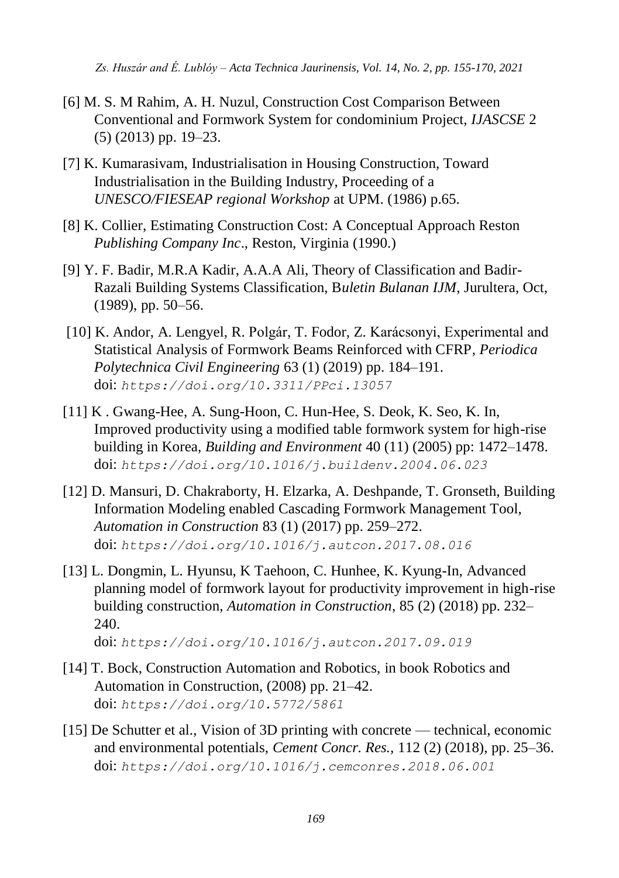[6] M. S. M Rahim, A. H. Nuzul, Construction Cost Comparison Between Conventional and Formwork System for condominium Project, *IJASCSE* 2 (5) (2013) pp. 19–23.

[7] K. Kumarasivam, Industrialisation in Housing Construction, Toward Industrialisation in the Building Industry, Proceeding of a *UNESCO/FIESEAP regional Workshop* at UPM. (1986) p.65.

[8] K. Collier, Estimating Construction Cost: A Conceptual Approach Reston *Publishing Company Inc*., Reston, Virginia (1990.)

[9] Y. F. Badir, M.R.A Kadir, A.A.A Ali, Theory of Classification and Badir-Razali Building Systems Classification, B*uletin Bulanan IJM*, Jurultera, Oct, (1989), pp. 50–56.

[10] K. Andor, A. Lengyel, R. Polgár, T. Fodor, Z. Karácsonyi, Experimental and Statistical Analysis of Formwork Beams Reinforced with CFRP, *Periodica Polytechnica Civil Engineering* 63 (1) (2019) pp. 184–191. doi: *https://doi.org/10.3311/PPci.13057*

[11] K . Gwang-Hee, A. Sung-Hoon, C. Hun-Hee, S. Deok, K. Seo, K. In, Improved productivity using a modified table formwork system for high-rise building in Korea, *Building and Environment* 40 (11) (2005) pp: 1472–1478. doi: *https://doi.org/10.1016/j.buildenv.2004.06.023*

[12] D. Mansuri, D. Chakraborty, H. Elzarka, A. Deshpande, T. Gronseth, Building Information Modeling enabled Cascading Formwork Management Tool, *Automation in Construction* 83 (1) (2017) pp. 259–272. doi: *https://doi.org/10.1016/j.autcon.2017.08.016*

[13] L. Dongmin, L. Hyunsu, K Taehoon, C. Hunhee, K. Kyung-In, Advanced planning model of formwork layout for productivity improvement in high-rise building construction, *Automation in Construction*, 85 (2) (2018) pp. 232–240. doi: *https://doi.org/10.1016/j.autcon.2017.09.019*

[14] T. Bock, Construction Automation and Robotics, in book Robotics and Automation in Construction, (2008) pp. 21–42. doi: *https://doi.org/10.5772/5861*

[15] De Schutter et al., Vision of 3D printing with concrete — technical, economic and environmental potentials, *Cement Concr. Res.*, 112 (2) (2018), pp. 25–36. doi: *https://doi.org/10.1016/j.cemconres.2018.06.001*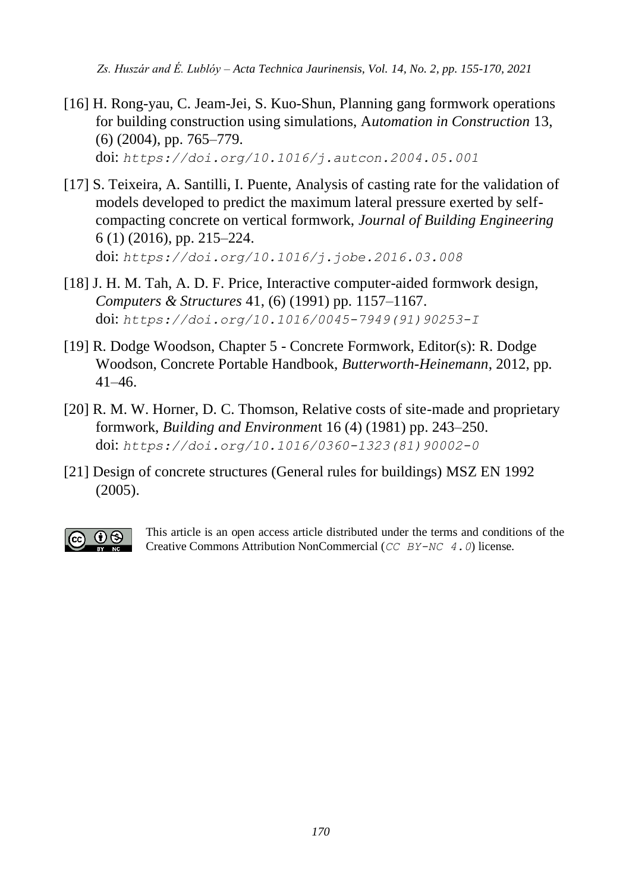[16] H. Rong-yau, C. Jeam-Jei, S. Kuo-Shun, Planning gang formwork operations for building construction using simulations, A*utomation in Construction* 13, (6) (2004), pp. 765–779.
doi: `https://doi.org/10.1016/j.autcon.2004.05.001`

[17] S. Teixeira, A. Santilli, I. Puente, Analysis of casting rate for the validation of models developed to predict the maximum lateral pressure exerted by self-compacting concrete on vertical formwork, *Journal of Building Engineering* 6 (1) (2016), pp. 215–224.
doi: `https://doi.org/10.1016/j.jobe.2016.03.008`

[18] J. H. M. Tah, A. D. F. Price, Interactive computer-aided formwork design, *Computers & Structures* 41, (6) (1991) pp. 1157–1167.
doi: `https://doi.org/10.1016/0045-7949(91)90253-I`

[19] R. Dodge Woodson, Chapter 5 - Concrete Formwork, Editor(s): R. Dodge Woodson, Concrete Portable Handbook, *Butterworth-Heinemann*, 2012, pp. 41–46.

[20] R. M. W. Horner, D. C. Thomson, Relative costs of site-made and proprietary formwork, *Building and Environmen*t 16 (4) (1981) pp. 243–250.
doi: `https://doi.org/10.1016/0360-1323(81)90002-0`

[21] Design of concrete structures (General rules for buildings) MSZ EN 1992 (2005).

This article is an open access article distributed under the terms and conditions of the Creative Commons Attribution NonCommercial (`CC BY-NC 4.0`) license.